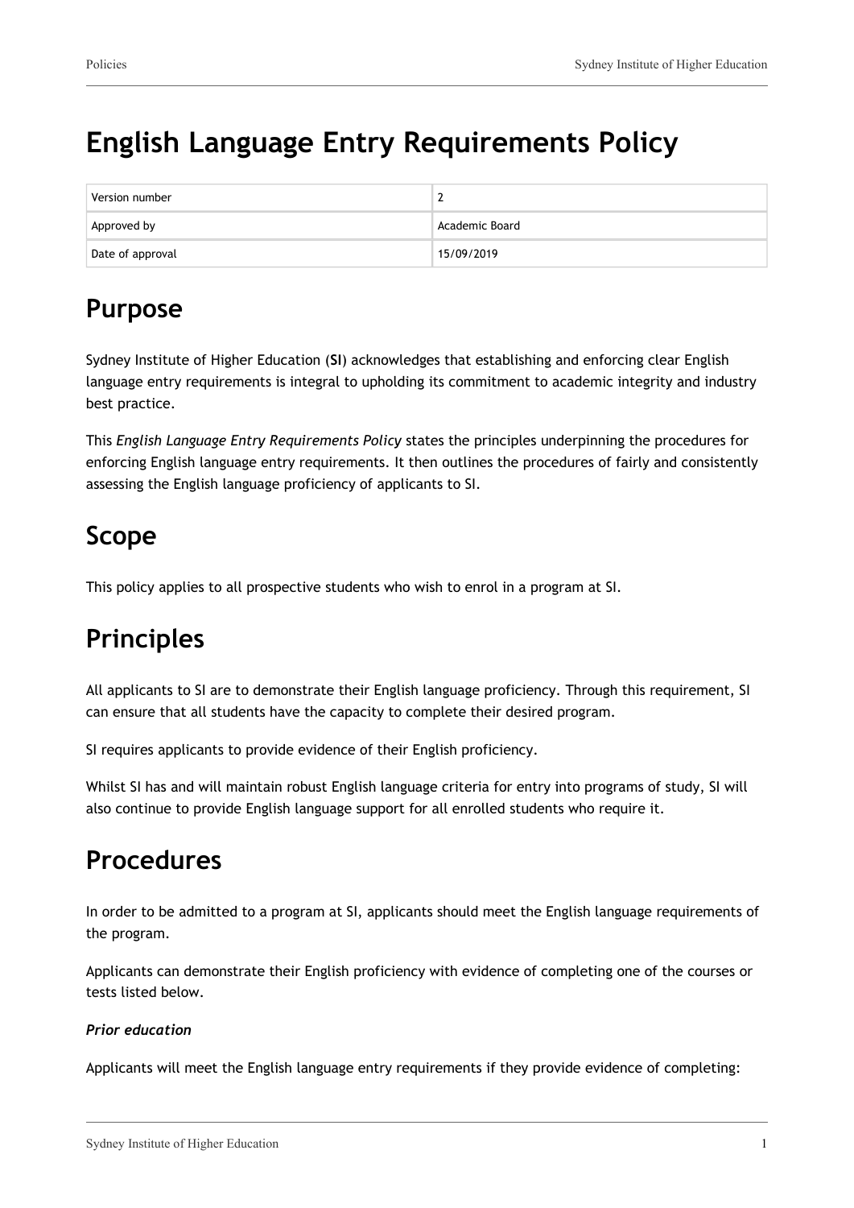# English Language Entry Requirements Policy

| Version number | 2 |
|---|---|
| Approved by | Academic Board |
| Date of approval | 15/09/2019 |

## Purpose

Sydney Institute of Higher Education (**SI**) acknowledges that establishing and enforcing clear English language entry requirements is integral to upholding its commitment to academic integrity and industry best practice.

This *English Language Entry Requirements Policy* states the principles underpinning the procedures for enforcing English language entry requirements. It then outlines the procedures of fairly and consistently assessing the English language proficiency of applicants to SI.

## Scope

This policy applies to all prospective students who wish to enrol in a program at SI.

## Principles

All applicants to SI are to demonstrate their English language proficiency. Through this requirement, SI can ensure that all students have the capacity to complete their desired program.

SI requires applicants to provide evidence of their English proficiency.

Whilst SI has and will maintain robust English language criteria for entry into programs of study, SI will also continue to provide English language support for all enrolled students who require it.

## Procedures

In order to be admitted to a program at SI, applicants should meet the English language requirements of the program.

Applicants can demonstrate their English proficiency with evidence of completing one of the courses or tests listed below.

***Prior education***

Applicants will meet the English language entry requirements if they provide evidence of completing: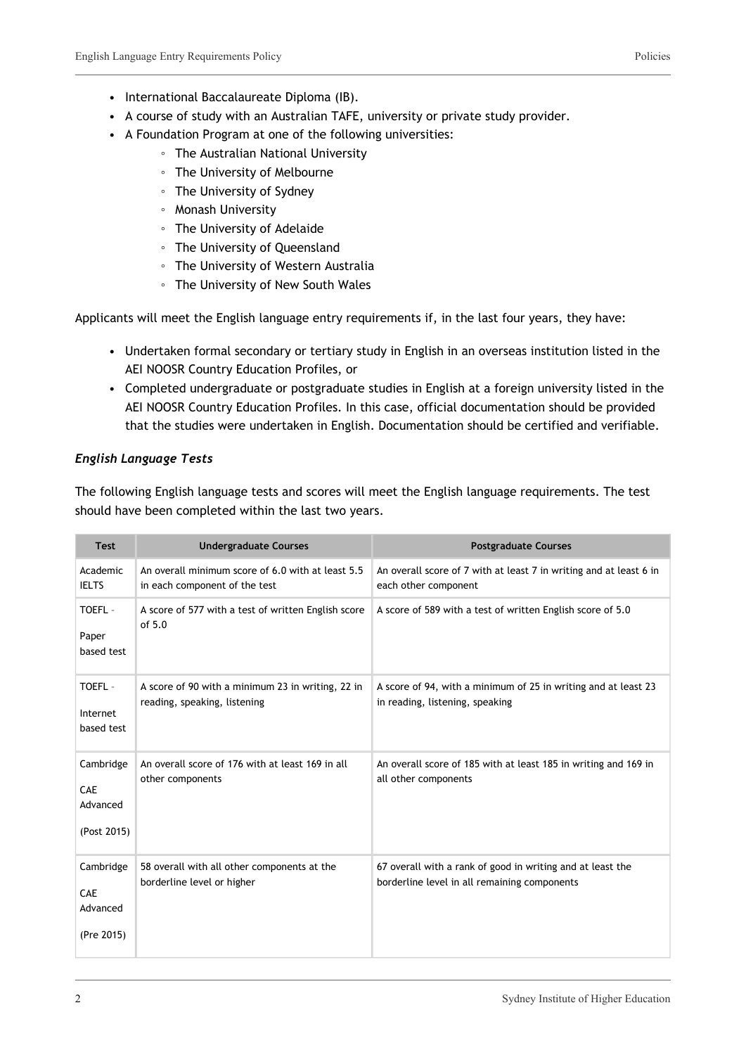- International Baccalaureate Diploma (IB).
- A course of study with an Australian TAFE, university or private study provider.
- A Foundation Program at one of the following universities:
    - The Australian National University
    - The University of Melbourne
    - The University of Sydney
    - Monash University
    - The University of Adelaide
    - The University of Queensland
    - The University of Western Australia
    - The University of New South Wales

Applicants will meet the English language entry requirements if, in the last four years, they have:

- Undertaken formal secondary or tertiary study in English in an overseas institution listed in the AEI NOOSR Country Education Profiles, or
- Completed undergraduate or postgraduate studies in English at a foreign university listed in the AEI NOOSR Country Education Profiles. In this case, official documentation should be provided that the studies were undertaken in English. Documentation should be certified and verifiable.

### *English Language Tests*

The following English language tests and scores will meet the English language requirements. The test should have been completed within the last two years.

| Test | Undergraduate Courses | Postgraduate Courses |
|---|---|---|
| Academic IELTS | An overall minimum score of 6.0 with at least 5.5 in each component of the test | An overall score of 7 with at least 7 in writing and at least 6 in each other component |
| TOEFL - Paper based test | A score of 577 with a test of written English score of 5.0 | A score of 589 with a test of written English score of 5.0 |
| TOEFL - Internet based test | A score of 90 with a minimum 23 in writing, 22 in reading, speaking, listening | A score of 94, with a minimum of 25 in writing and at least 23 in reading, listening, speaking |
| Cambridge CAE Advanced (Post 2015) | An overall score of 176 with at least 169 in all other components | An overall score of 185 with at least 185 in writing and 169 in all other components |
| Cambridge CAE Advanced (Pre 2015) | 58 overall with all other components at the borderline level or higher | 67 overall with a rank of good in writing and at least the borderline level in all remaining components |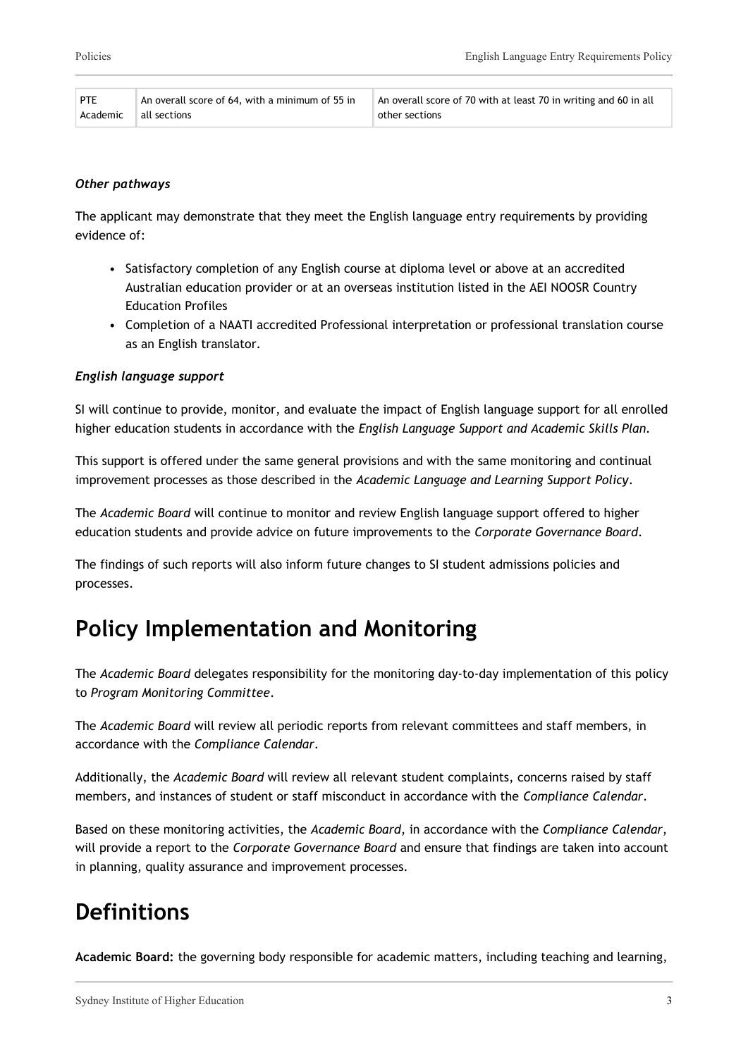| PTE Academic | An overall score of 64, with a minimum of 55 in all sections | An overall score of 70 with at least 70 in writing and 60 in all other sections |
|---|---|---|

***Other pathways***

The applicant may demonstrate that they meet the English language entry requirements by providing evidence of:

- Satisfactory completion of any English course at diploma level or above at an accredited Australian education provider or at an overseas institution listed in the AEI NOOSR Country Education Profiles
- Completion of a NAATI accredited Professional interpretation or professional translation course as an English translator.

***English language support***

SI will continue to provide, monitor, and evaluate the impact of English language support for all enrolled higher education students in accordance with the *English Language Support and Academic Skills Plan*.

This support is offered under the same general provisions and with the same monitoring and continual improvement processes as those described in the *Academic Language and Learning Support Policy*.

The *Academic Board* will continue to monitor and review English language support offered to higher education students and provide advice on future improvements to the *Corporate Governance Board*.

The findings of such reports will also inform future changes to SI student admissions policies and processes.

# Policy Implementation and Monitoring

The *Academic Board* delegates responsibility for the monitoring day-to-day implementation of this policy to *Program Monitoring Committee*.

The *Academic Board* will review all periodic reports from relevant committees and staff members, in accordance with the *Compliance Calendar*.

Additionally, the *Academic Board* will review all relevant student complaints, concerns raised by staff members, and instances of student or staff misconduct in accordance with the *Compliance Calendar*.

Based on these monitoring activities, the *Academic Board*, in accordance with the *Compliance Calendar*, will provide a report to the *Corporate Governance Board* and ensure that findings are taken into account in planning, quality assurance and improvement processes.

# Definitions

**Academic Board:** the governing body responsible for academic matters, including teaching and learning,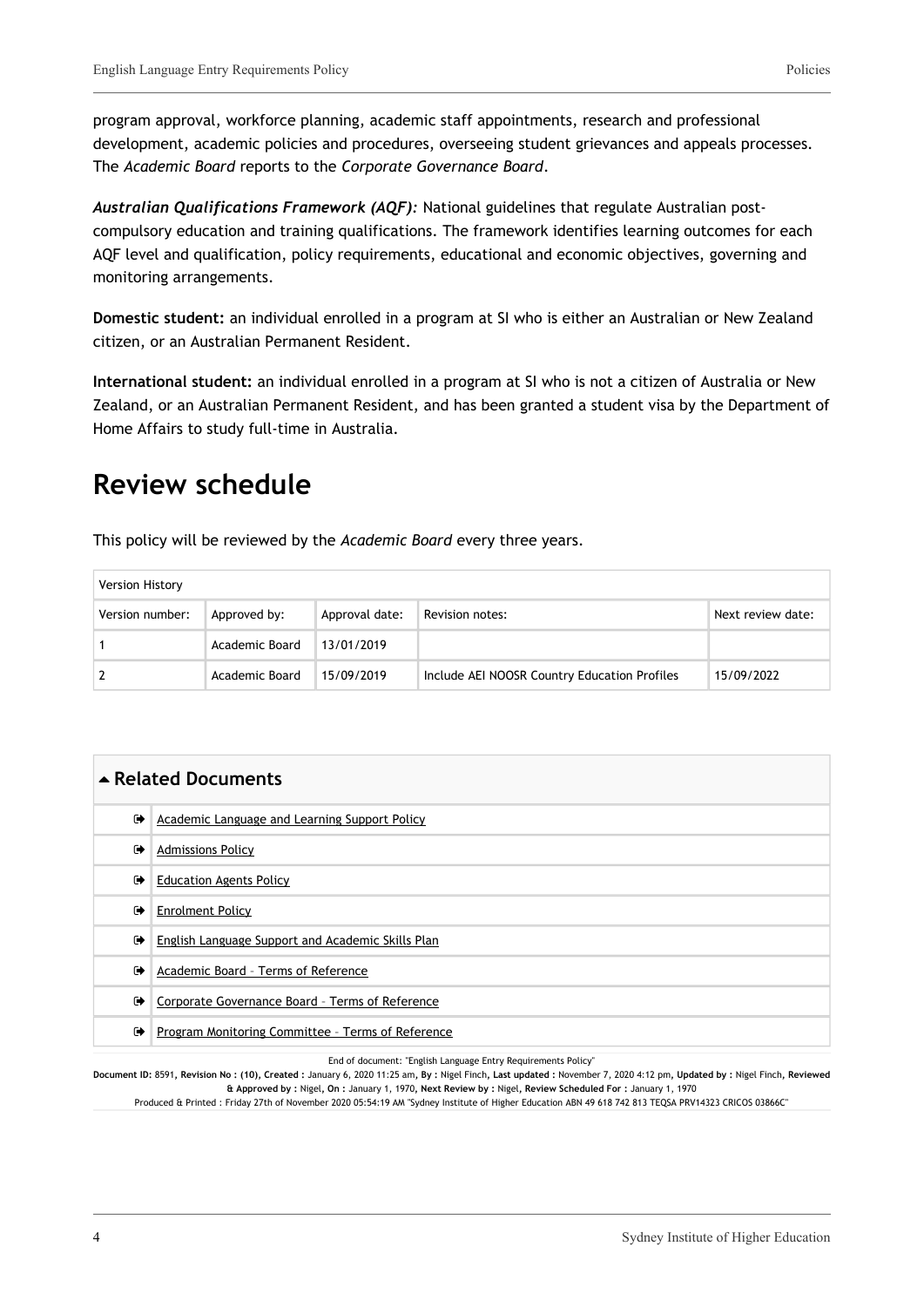program approval, workforce planning, academic staff appointments, research and professional development, academic policies and procedures, overseeing student grievances and appeals processes. The *Academic Board* reports to the *Corporate Governance Board*.

***Australian Qualifications Framework (AQF):*** National guidelines that regulate Australian post-compulsory education and training qualifications. The framework identifies learning outcomes for each AQF level and qualification, policy requirements, educational and economic objectives, governing and monitoring arrangements.

**Domestic student:** an individual enrolled in a program at SI who is either an Australian or New Zealand citizen, or an Australian Permanent Resident.

**International student:** an individual enrolled in a program at SI who is not a citizen of Australia or New Zealand, or an Australian Permanent Resident, and has been granted a student visa by the Department of Home Affairs to study full-time in Australia.

# Review schedule

This policy will be reviewed by the *Academic Board* every three years.

| Version History | | | | |
|---|---|---|---|---|
| Version number: | Approved by: | Approval date: | Revision notes: | Next review date: |
| 1 | Academic Board | 13/01/2019 | | |
| 2 | Academic Board | 15/09/2019 | Include AEI NOOSR Country Education Profiles | 15/09/2022 |

## ▲ Related Documents

- Academic Language and Learning Support Policy
- Admissions Policy
- Education Agents Policy
- Enrolment Policy
- English Language Support and Academic Skills Plan
- Academic Board – Terms of Reference
- Corporate Governance Board – Terms of Reference
- Program Monitoring Committee – Terms of Reference

End of document: "English Language Entry Requirements Policy"

**Document ID:** 8591, **Revision No : (10), Created :** January 6, 2020 11:25 am, **By :** Nigel Finch, **Last updated :** November 7, 2020 4:12 pm, **Updated by :** Nigel Finch, **Reviewed & Approved by :** Nigel, **On :** January 1, 1970, **Next Review by :** Nigel, **Review Scheduled For :** January 1, 1970

Produced & Printed : Friday 27th of November 2020 05:54:19 AM "Sydney Institute of Higher Education ABN 49 618 742 813 TEQSA PRV14323 CRICOS 03866C"